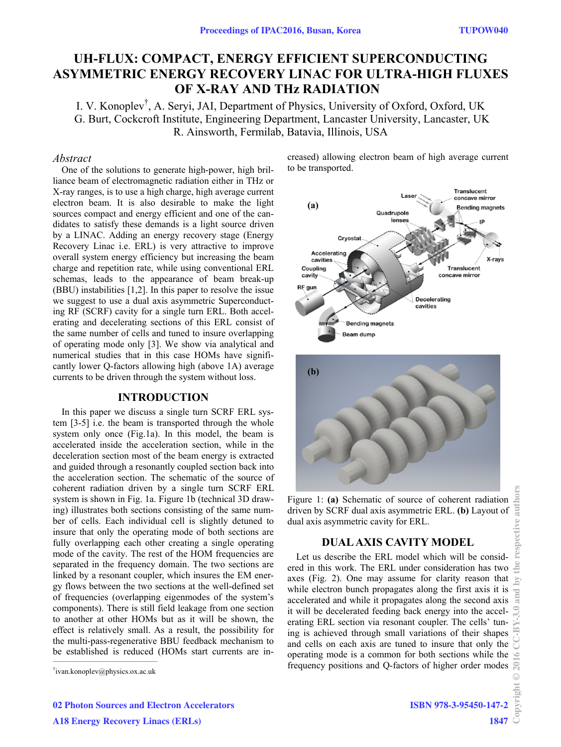# UH-FLUX: COMPACT, ENERGY EFFICIENT SUPERCONDUCTING ASYMMETRIC ENERGY RECOVERY LINAC FOR ULTRA-HIGH FLUXES OF X-RAY AND THz RADIATION

I. V. Konoplev†, A. Seryi, JAI, Department of Physics, University of Oxford, Oxford, UK
G. Burt, Cockcroft Institute, Engineering Department, Lancaster University, Lancaster, UK
R. Ainsworth, Fermilab, Batavia, Illinois, USA

*Abstract*

One of the solutions to generate high-power, high brilliance beam of electromagnetic radiation either in THz or X-ray ranges, is to use a high charge, high average current electron beam. It is also desirable to make the light sources compact and energy efficient and one of the candidates to satisfy these demands is a light source driven by a LINAC. Adding an energy recovery stage (Energy Recovery Linac i.e. ERL) is very attractive to improve overall system energy efficiency but increasing the beam charge and repetition rate, while using conventional ERL schemas, leads to the appearance of beam break-up (BBU) instabilities [1,2]. In this paper to resolve the issue we suggest to use a dual axis asymmetric Superconducting RF (SCRF) cavity for a single turn ERL. Both accelerating and decelerating sections of this ERL consist of the same number of cells and tuned to insure overlapping of operating mode only [3]. We show via analytical and numerical studies that in this case HOMs have significantly lower Q-factors allowing high (above 1A) average currents to be driven through the system without loss.

## INTRODUCTION

In this paper we discuss a single turn SCRF ERL system [3-5] i.e. the beam is transported through the whole system only once (Fig.1a). In this model, the beam is accelerated inside the acceleration section, while in the deceleration section most of the beam energy is extracted and guided through a resonantly coupled section back into the acceleration section. The schematic of the source of coherent radiation driven by a single turn SCRF ERL system is shown in Fig. 1a. Figure 1b (technical 3D drawing) illustrates both sections consisting of the same number of cells. Each individual cell is slightly detuned to insure that only the operating mode of both sections are fully overlapping each other creating a single operating mode of the cavity. The rest of the HOM frequencies are separated in the frequency domain. The two sections are linked by a resonant coupler, which insures the EM energy flows between the two sections at the well-defined set of frequencies (overlapping eigenmodes of the system's components). There is still field leakage from one section to another at other HOMs but as it will be shown, the effect is relatively small. As a result, the possibility for the multi-pass-regenerative BBU feedback mechanism to be established is reduced (HOMs start currents are increased) allowing electron beam of high average current to be transported.

Figure 1: **(a)** Schematic of source of coherent radiation driven by SCRF dual axis asymmetric ERL. **(b)** Layout of dual axis asymmetric cavity for ERL.

## DUAL AXIS CAVITY MODEL

Let us describe the ERL model which will be considered in this work. The ERL under consideration has two axes (Fig. 2). One may assume for clarity reason that while electron bunch propagates along the first axis it is accelerated and while it propagates along the second axis it will be decelerated feeding back energy into the accelerating ERL section via resonant coupler. The cells' tuning is achieved through small variations of their shapes and cells on each axis are tuned to insure that only the operating mode is a common for both sections while the frequency positions and Q-factors of higher order modes

†ivan.konoplev@physics.ox.ac.uk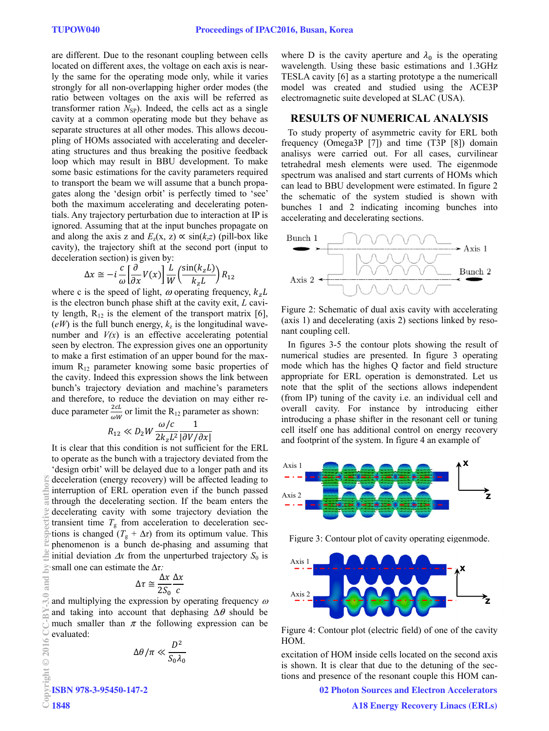are different. Due to the resonant coupling between cells located on different axes, the voltage on each axis is nearly the same for the operating mode only, while it varies strongly for all non-overlapping higher order modes (the ratio between voltages on the axis will be referred as transformer ration $N_{SP}$). Indeed, the cells act as a single cavity at a common operating mode but they behave as separate structures at all other modes. This allows decoupling of HOMs associated with accelerating and decelerating structures and thus breaking the positive feedback loop which may result in BBU development. To make some basic estimations for the cavity parameters required to transport the beam we will assume that a bunch propagates along the 'design orbit' is perfectly timed to 'see' both the maximum accelerating and decelerating potentials. Any trajectory perturbation due to interaction at IP is ignored. Assuming that at the input bunches propagate on and along the axis z and $E_z(x, z) \propto \sin(k_z z)$ (pill-box like cavity), the trajectory shift at the second port (input to deceleration section) is given by:

$$\Delta x \cong -i\frac{c}{\omega}\left[\frac{\partial}{\partial x}V(x)\right]\frac{L}{W}\left(\frac{\sin(k_z L)}{k_z L}\right)R_{12}$$

where c is the speed of light, $\omega$ operating frequency, $k_z L$ is the electron bunch phase shift at the cavity exit, $L$ cavity length, $R_{12}$ is the element of the transport matrix [6], $(eW)$ is the full bunch energy, $k_z$ is the longitudinal wavenumber and $V(x)$ is an effective accelerating potential seen by electron. The expression gives one an opportunity to make a first estimation of an upper bound for the maximum $R_{12}$ parameter knowing some basic properties of the cavity. Indeed this expression shows the link between bunch's trajectory deviation and machine's parameters and therefore, to reduce the deviation on may either reduce parameter $\frac{2cL}{\omega W}$ or limit the $R_{12}$ parameter as shown:

$$R_{12} \ll D_2 W\frac{\omega/c}{2k_z L^2}\frac{1}{|\partial V/\partial x|}$$

It is clear that this condition is not sufficient for the ERL to operate as the bunch with a trajectory deviated from the 'design orbit' will be delayed due to a longer path and its deceleration (energy recovery) will be affected leading to interruption of ERL operation even if the bunch passed through the decelerating section. If the beam enters the decelerating cavity with some trajectory deviation the transient time $T_g$ from acceleration to deceleration sections is changed $(T_g + \Delta\tau)$ from its optimum value. This phenomenon is a bunch de-phasing and assuming that initial deviation $\Delta x$ from the unperturbed trajectory $S_0$ is small one can estimate the $\Delta\tau$:

$$\Delta\tau \cong \frac{\Delta x}{2S_0}\frac{\Delta x}{c}$$

and multiplying the expression by operating frequency $\omega$ and taking into account that dephasing $\Delta\theta$ should be much smaller than $\pi$ the following expression can be evaluated:

$$\Delta\theta/\pi \ll \frac{D^2}{S_0\lambda_0}$$

where D is the cavity aperture and $\lambda_0$ is the operating wavelength. Using these basic estimations and 1.3GHz TESLA cavity [6] as a starting prototype a the numericall model was created and studied using the ACE3P electromagnetic suite developed at SLAC (USA).

## RESULTS OF NUMERICAL ANALYSIS

To study property of asymmetric cavity for ERL both frequency (Omega3P [7]) and time (T3P [8]) domain analisys were carried out. For all cases, curvilinear tetrahedral mesh elements were used. The eigenmode spectrum was analised and start currents of HOMs which can lead to BBU development were estimated. In figure 2 the schematic of the system studied is shown with bunches 1 and 2 indicating incoming bunches into accelerating and decelerating sections.

Figure 2: Schematic of dual axis cavity with accelerating (axis 1) and decelerating (axis 2) sections linked by resonant coupling cell.

In figures 3-5 the contour plots showing the result of numerical studies are presented. In figure 3 operating mode which has the highes Q factor and field structure appropriate for ERL operation is demonstrated. Let us note that the split of the sections allows independent (from IP) tuning of the cavity i.e. an individual cell and overall cavity. For instance by introducing either introducing a phase shifter in the resonant cell or tuning cell itself one has additional control on energy recovery and footprint of the system. In figure 4 an example of

Figure 3: Contour plot of cavity operating eigenmode.

Figure 4: Contour plot (electric field) of one of the cavity HOM.

excitation of HOM inside cells located on the second axis is shown. It is clear that due to the detuning of the sections and presence of the resonant couple this HOM can-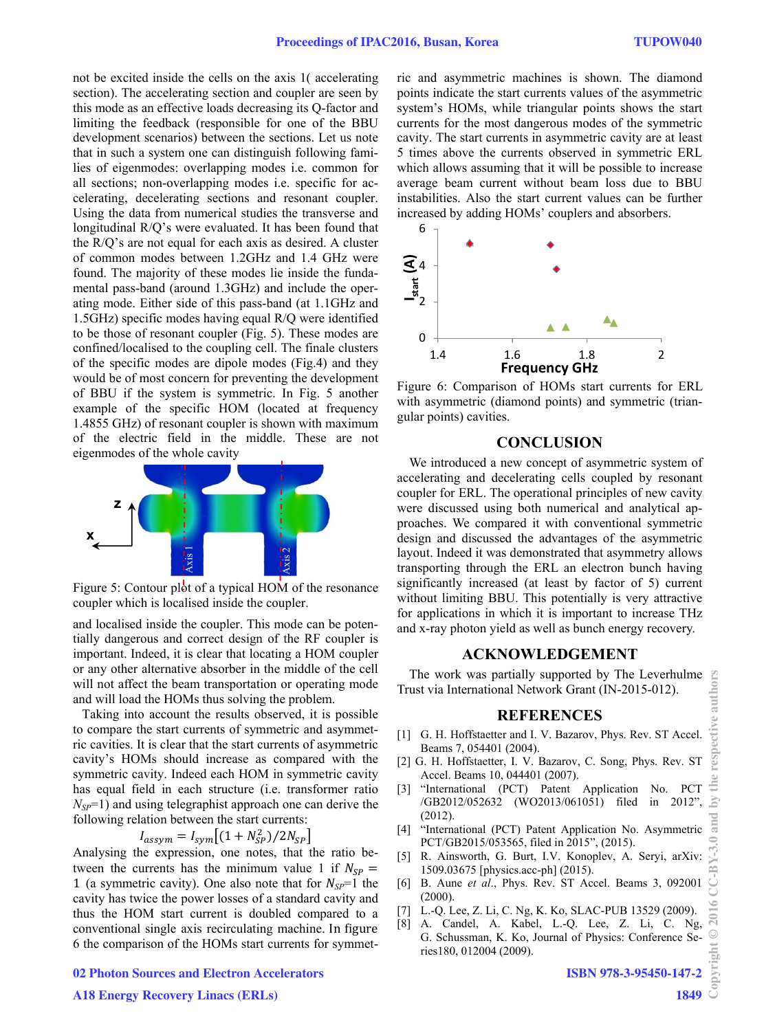not be excited inside the cells on the axis 1( accelerating section). The accelerating section and coupler are seen by this mode as an effective loads decreasing its Q-factor and limiting the feedback (responsible for one of the BBU development scenarios) between the sections. Let us note that in such a system one can distinguish following families of eigenmodes: overlapping modes i.e. common for all sections; non-overlapping modes i.e. specific for accelerating, decelerating sections and resonant coupler. Using the data from numerical studies the transverse and longitudinal R/Q's were evaluated. It has been found that the R/Q's are not equal for each axis as desired. A cluster of common modes between 1.2GHz and 1.4 GHz were found. The majority of these modes lie inside the fundamental pass-band (around 1.3GHz) and include the operating mode. Either side of this pass-band (at 1.1GHz and 1.5GHz) specific modes having equal R/Q were identified to be those of resonant coupler (Fig. 5). These modes are confined/localised to the coupling cell. The finale clusters of the specific modes are dipole modes (Fig.4) and they would be of most concern for preventing the development of BBU if the system is symmetric. In Fig. 5 another example of the specific HOM (located at frequency 1.4855 GHz) of resonant coupler is shown with maximum of the electric field in the middle. These are not eigenmodes of the whole cavity

z
x
Axis 1
Axis 2

Figure 5: Contour plot of a typical HOM of the resonance coupler which is localised inside the coupler.

and localised inside the coupler. This mode can be potentially dangerous and correct design of the RF coupler is important. Indeed, it is clear that locating a HOM coupler or any other alternative absorber in the middle of the cell will not affect the beam transportation or operating mode and will load the HOMs thus solving the problem.

Taking into account the results observed, it is possible to compare the start currents of symmetric and asymmetric cavities. It is clear that the start currents of asymmetric cavity's HOMs should increase as compared with the symmetric cavity. Indeed each HOM in symmetric cavity has equal field in each structure (i.e. transformer ratio $N_{SP}$=1) and using telegraphist approach one can derive the following relation between the start currents:

$$I_{assym} = I_{sym}\left[(1 + N_{SP}^2)/2N_{SP}\right]$$

Analysing the expression, one notes, that the ratio between the currents has the minimum value 1 if $N_{SP} = 1$ (a symmetric cavity). One also note that for $N_{SP}$=1 the cavity has twice the power losses of a standard cavity and thus the HOM start current is doubled compared to a conventional single axis recirculating machine. In figure 6 the comparison of the HOMs start currents for symmetric and asymmetric machines is shown. The diamond points indicate the start currents values of the asymmetric system's HOMs, while triangular points shows the start currents for the most dangerous modes of the symmetric cavity. The start currents in asymmetric cavity are at least 5 times above the currents observed in symmetric ERL which allows assuming that it will be possible to increase average beam current without beam loss due to BBU instabilities. Also the start current values can be further increased by adding HOMs' couplers and absorbers.

$I_{start}$ (A)
6
4
2
0
1.4
1.6
1.8
2
Frequency GHz

Figure 6: Comparison of HOMs start currents for ERL with asymmetric (diamond points) and symmetric (triangular points) cavities.

## CONCLUSION

We introduced a new concept of asymmetric system of accelerating and decelerating cells coupled by resonant coupler for ERL. The operational principles of new cavity were discussed using both numerical and analytical approaches. We compared it with conventional symmetric design and discussed the advantages of the asymmetric layout. Indeed it was demonstrated that asymmetry allows transporting through the ERL an electron bunch having significantly increased (at least by factor of 5) current without limiting BBU. This potentially is very attractive for applications in which it is important to increase THz and x-ray photon yield as well as bunch energy recovery.

## ACKNOWLEDGEMENT

The work was partially supported by The Leverhulme Trust via International Network Grant (IN-2015-012).

## REFERENCES

[1] G. H. Hoffstaetter and I. V. Bazarov, Phys. Rev. ST Accel. Beams 7, 054401 (2004).

[2] G. H. Hoffstaetter, I. V. Bazarov, C. Song, Phys. Rev. ST Accel. Beams 10, 044401 (2007).

[3] "International (PCT) Patent Application No. PCT /GB2012/052632 (WO2013/061051) filed in 2012", (2012).

[4] "International (PCT) Patent Application No. Asymmetric PCT/GB2015/053565, filed in 2015", (2015).

[5] R. Ainsworth, G. Burt, I.V. Konoplev, A. Seryi, arXiv: 1509.03675 [physics.acc-ph] (2015).

[6] B. Aune *et al.*, Phys. Rev. ST Accel. Beams 3, 092001 (2000).

[7] L.-Q. Lee, Z. Li, C. Ng, K. Ko, SLAC-PUB 13529 (2009).

[8] A. Candel, A. Kabel, L.-Q. Lee, Z. Li, C. Ng, G. Schussman, K. Ko, Journal of Physics: Conference Series180, 012004 (2009).